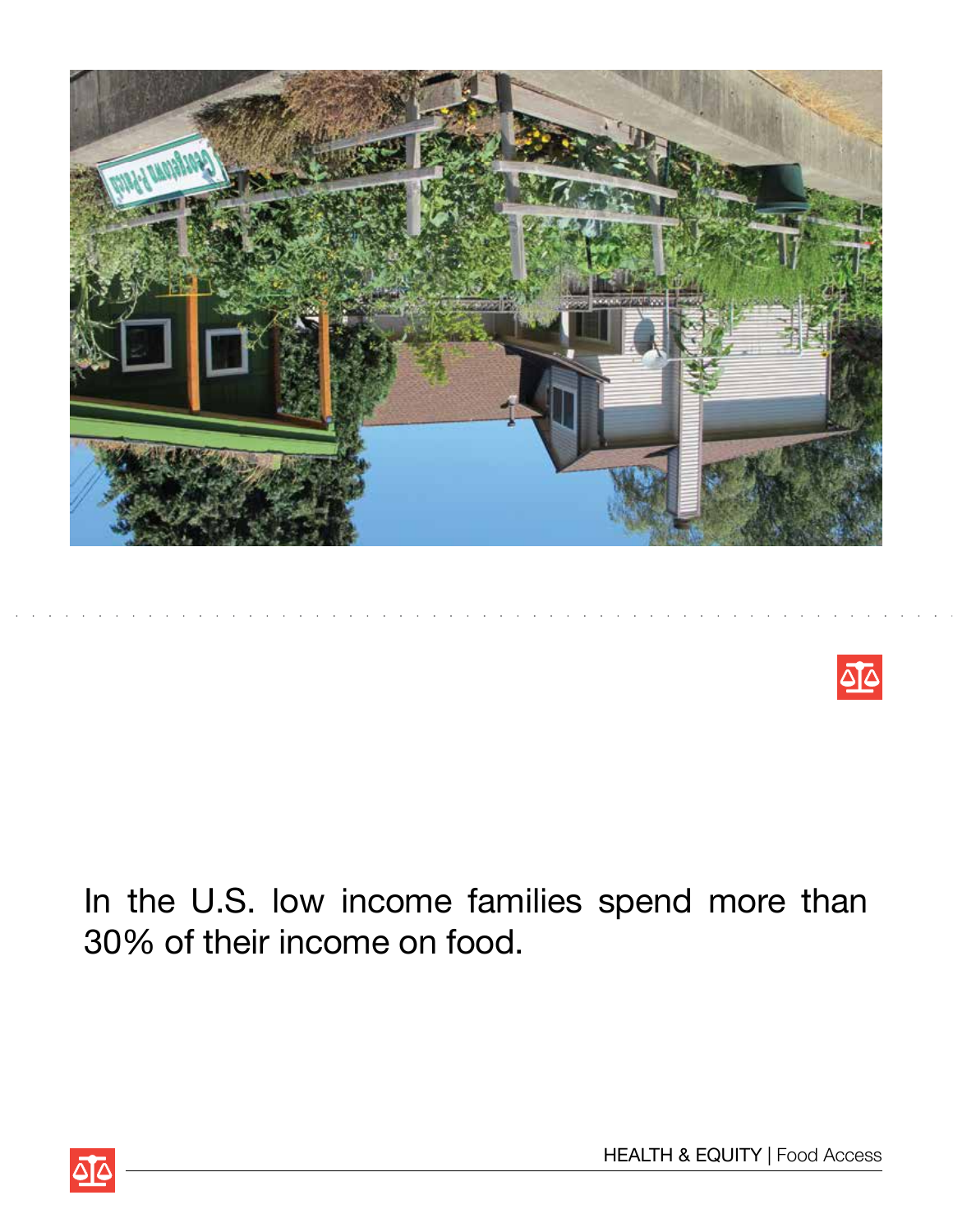In the U.S. low income families spend more than 30% of their income on food.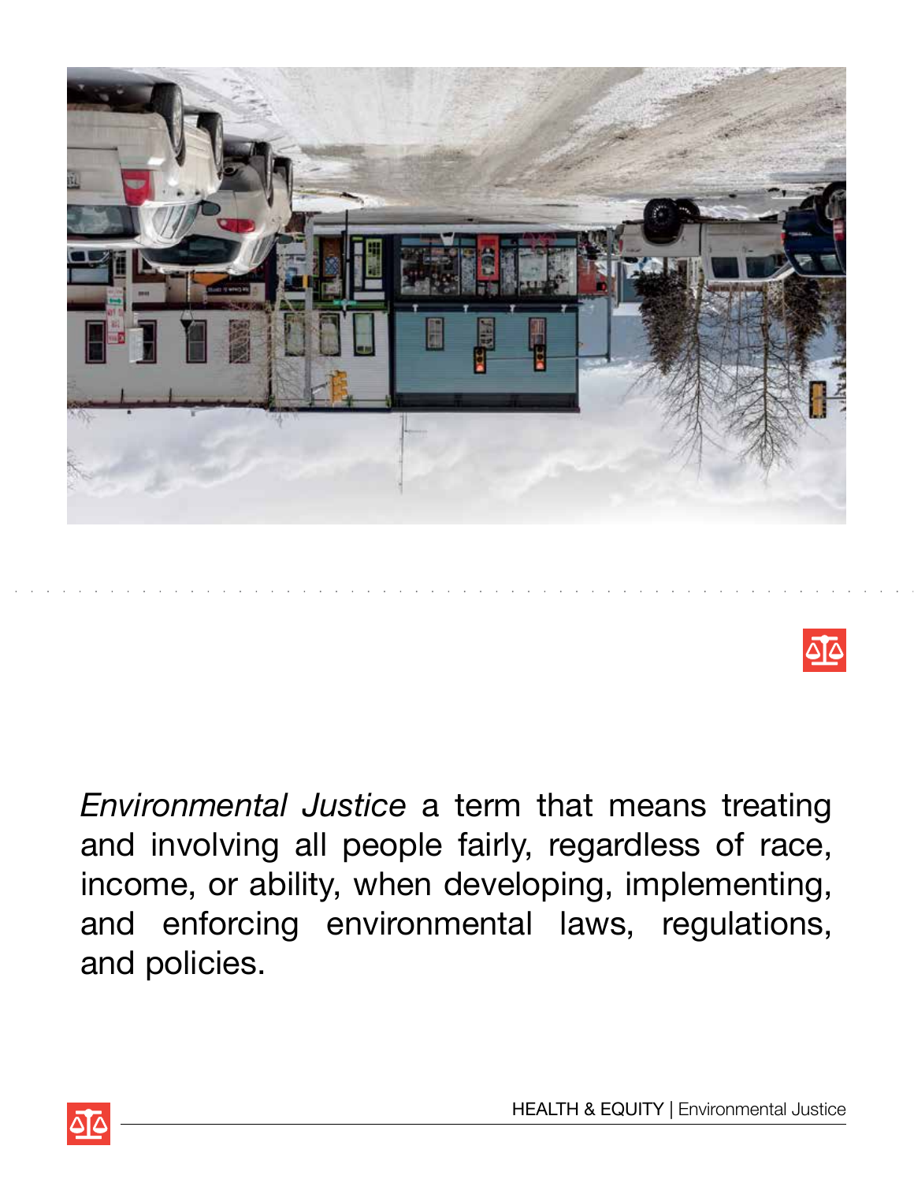*Environmental Justice* a term that means treating and involving all people fairly, regardless of race, income, or ability, when developing, implementing, and enforcing environmental laws, regulations, and policies.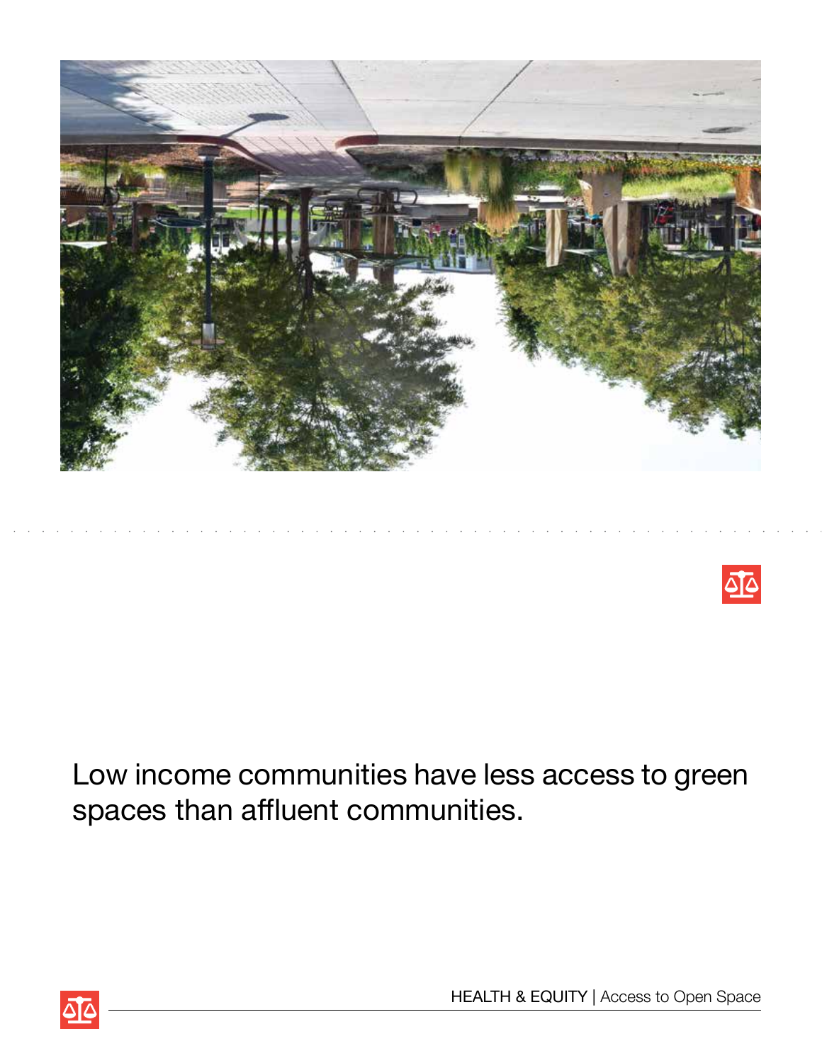Low income communities have less access to green spaces than affluent communities.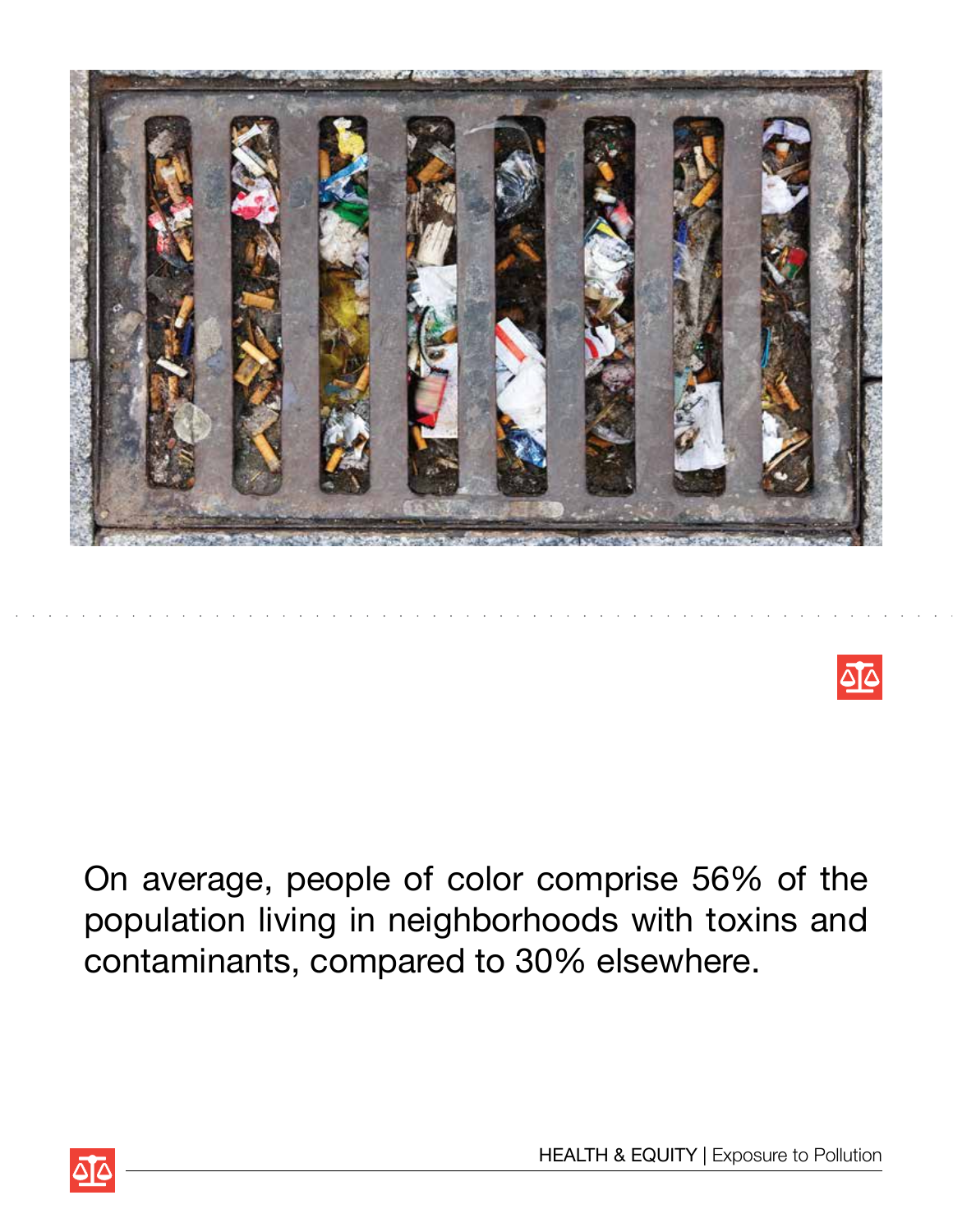On average, people of color comprise 56% of the population living in neighborhoods with toxins and contaminants, compared to 30% elsewhere.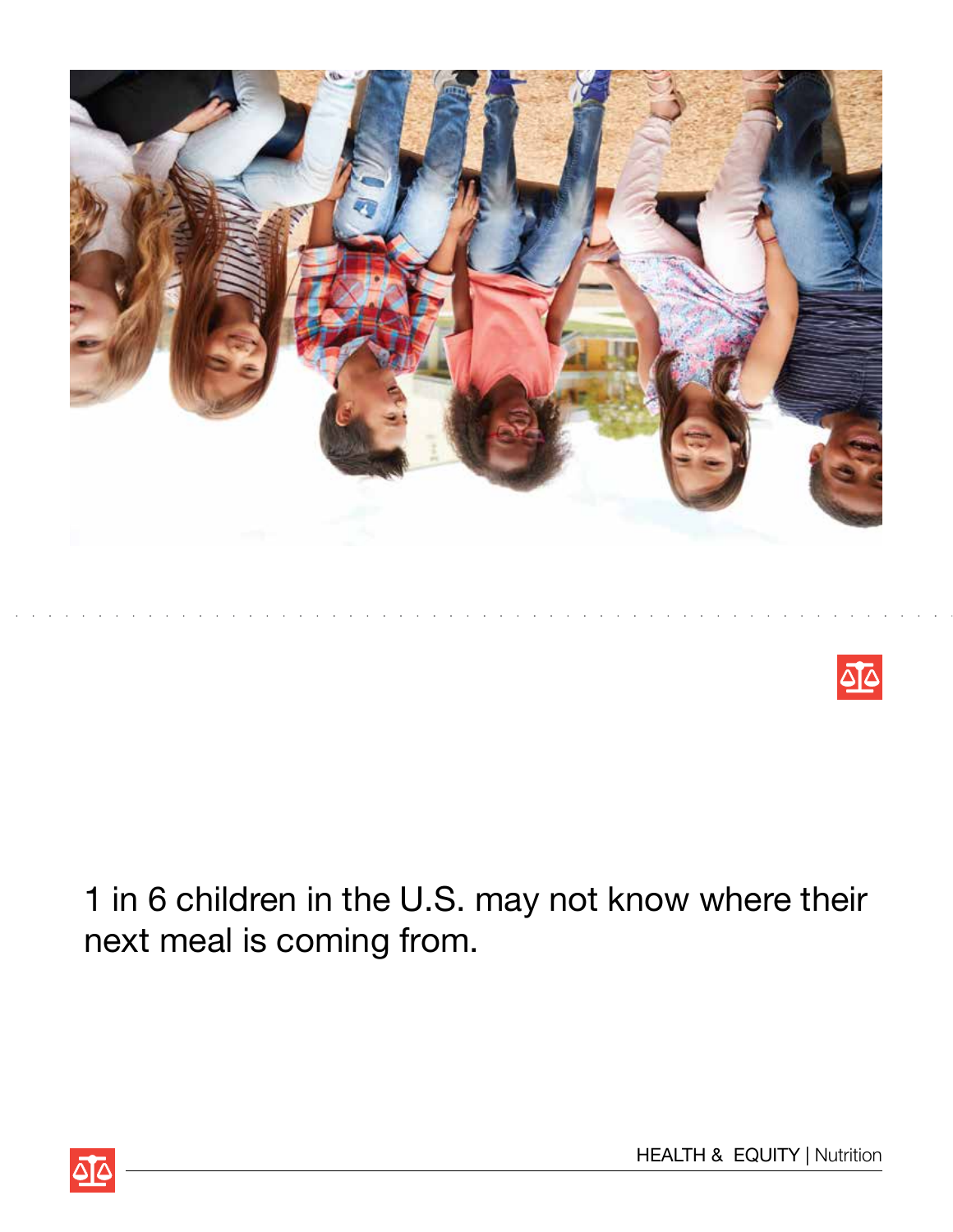1 in 6 children in the U.S. may not know where their next meal is coming from.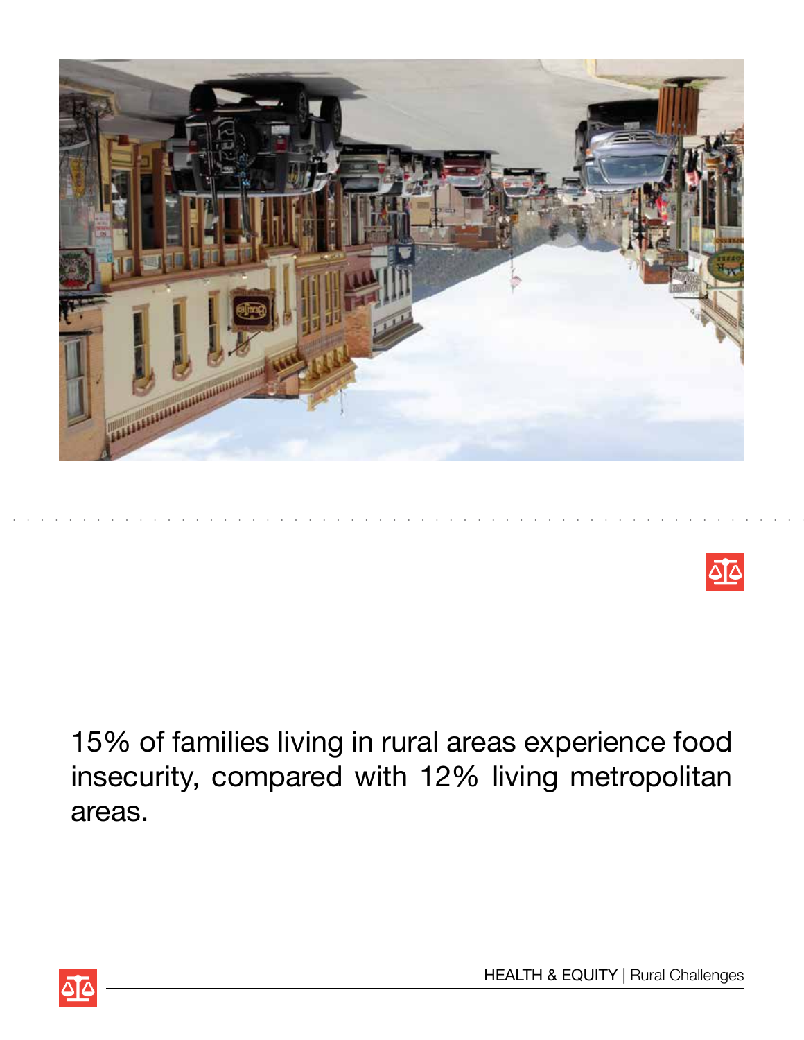15% of families living in rural areas experience food insecurity, compared with 12% living metropolitan areas.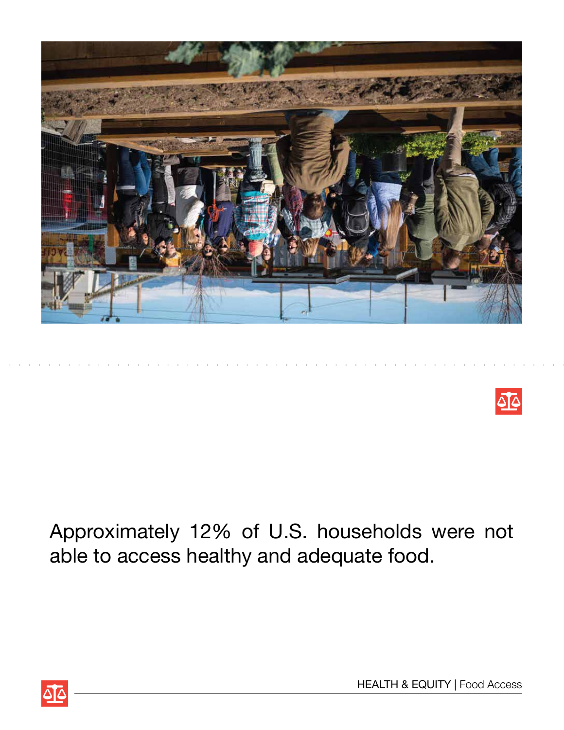Approximately 12% of U.S. households were not able to access healthy and adequate food.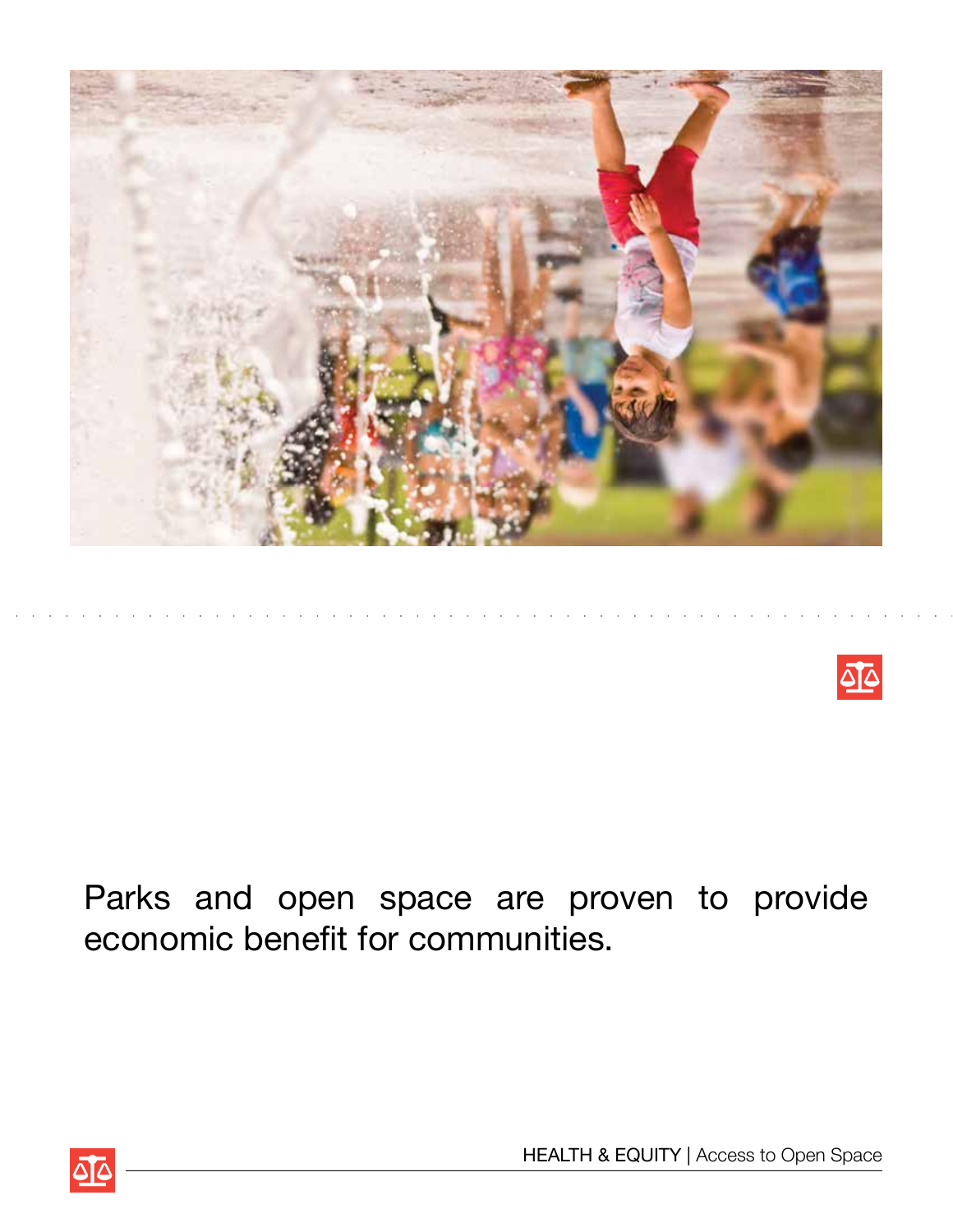Parks and open space are proven to provide economic benefit for communities.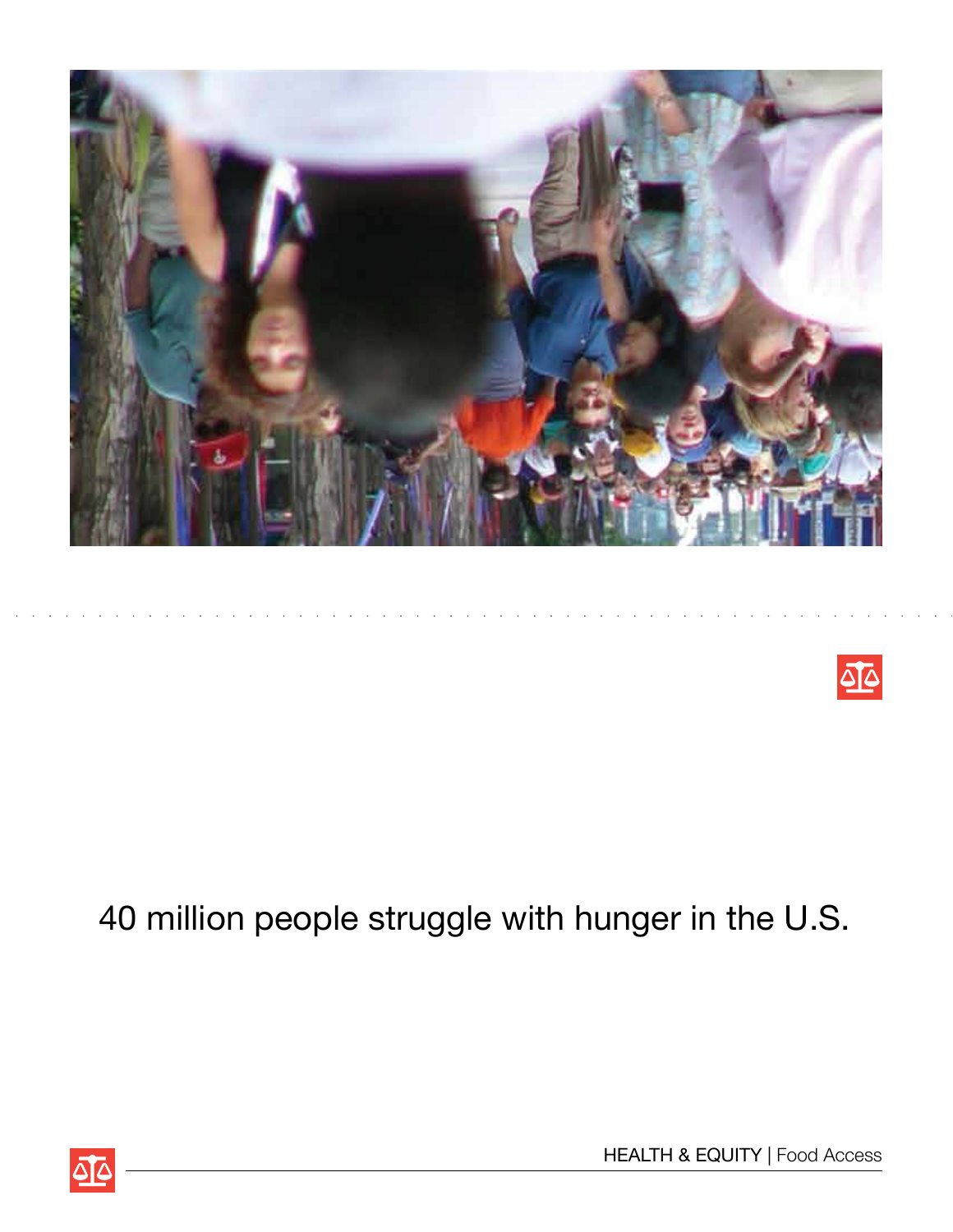40 million people struggle with hunger in the U.S.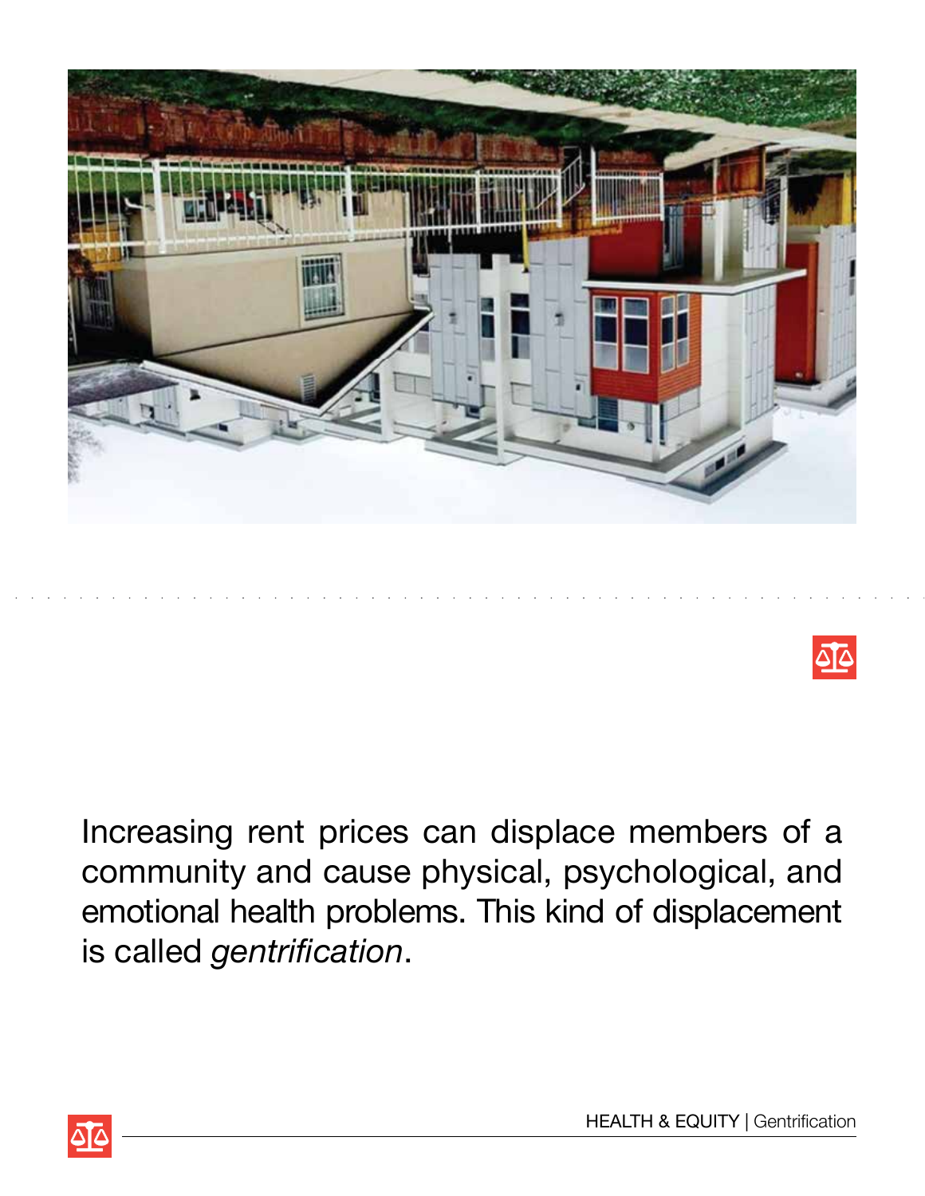Increasing rent prices can displace members of a community and cause physical, psychological, and emotional health problems. This kind of displacement is called *gentrification*.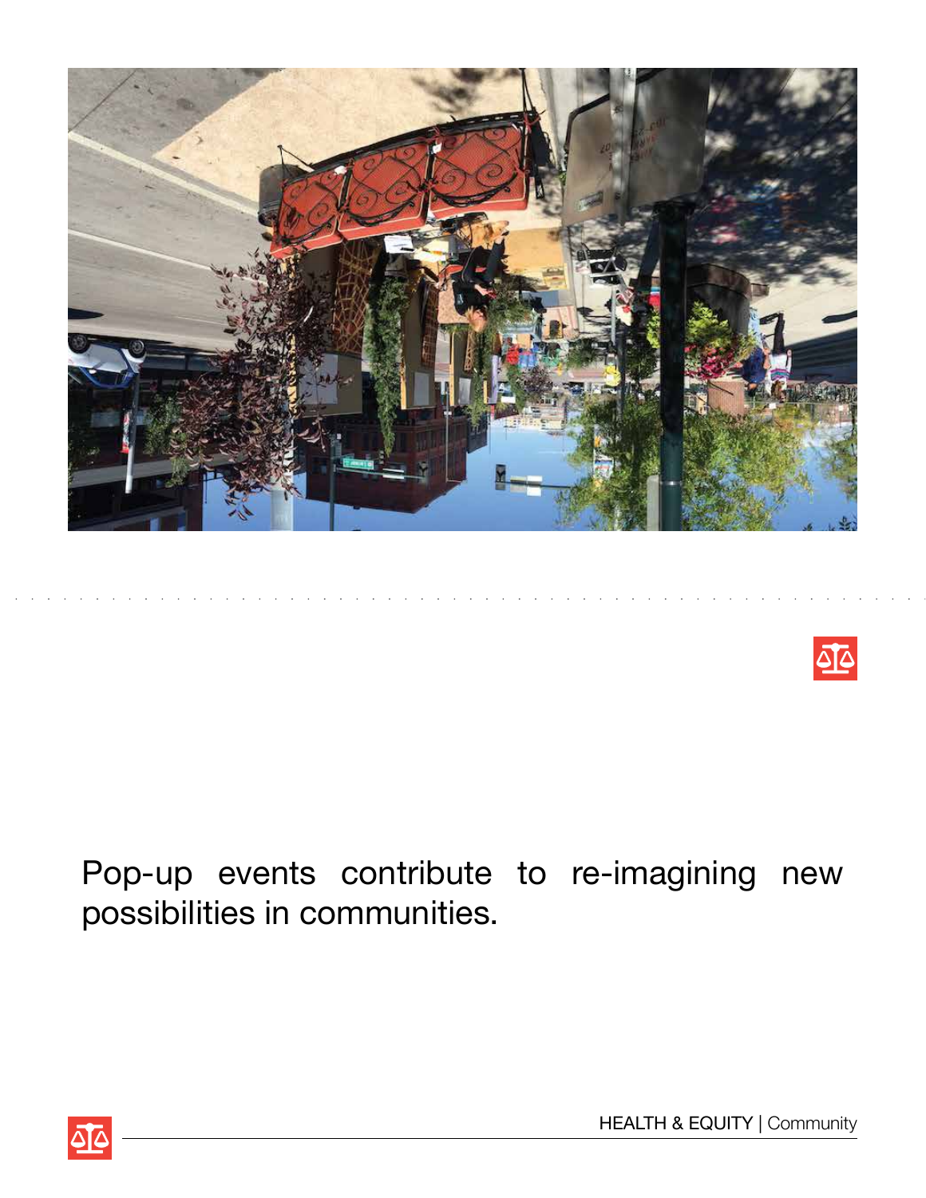Pop-up events contribute to re-imagining new possibilities in communities.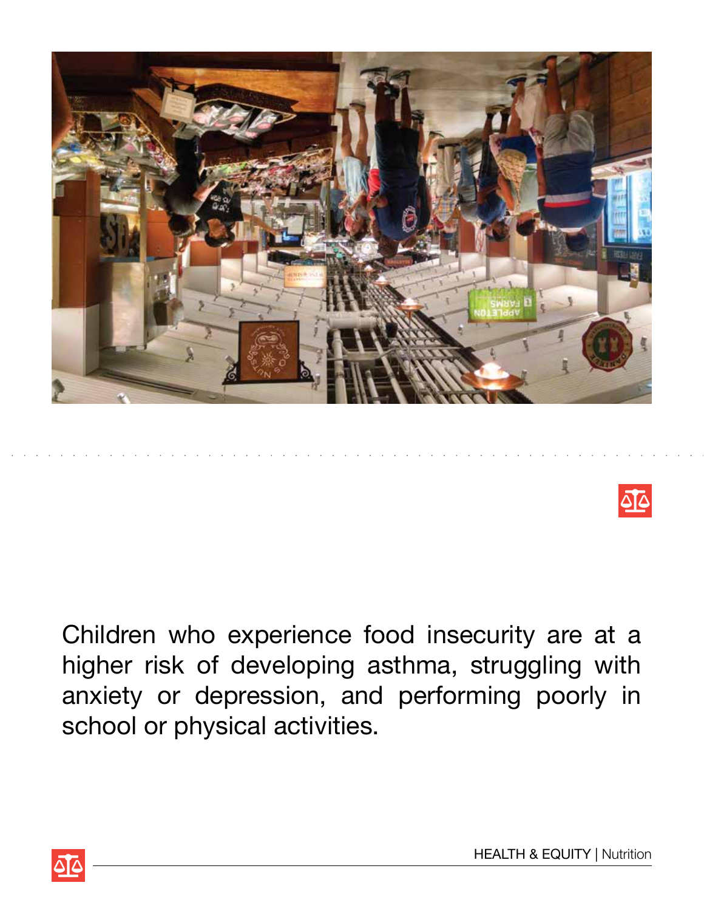Children who experience food insecurity are at a higher risk of developing asthma, struggling with anxiety or depression, and performing poorly in school or physical activities.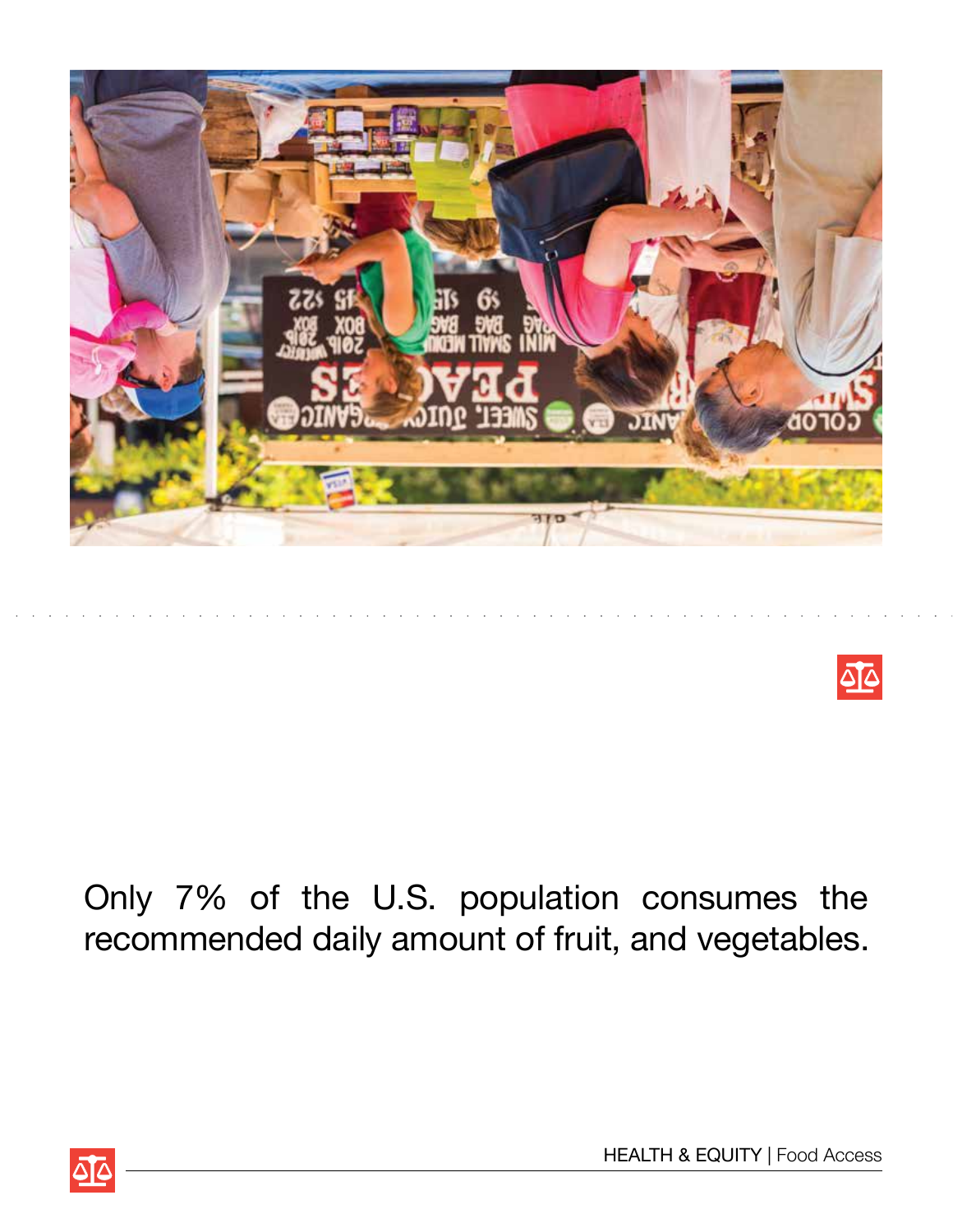Only 7% of the U.S. population consumes the recommended daily amount of fruit, and vegetables.